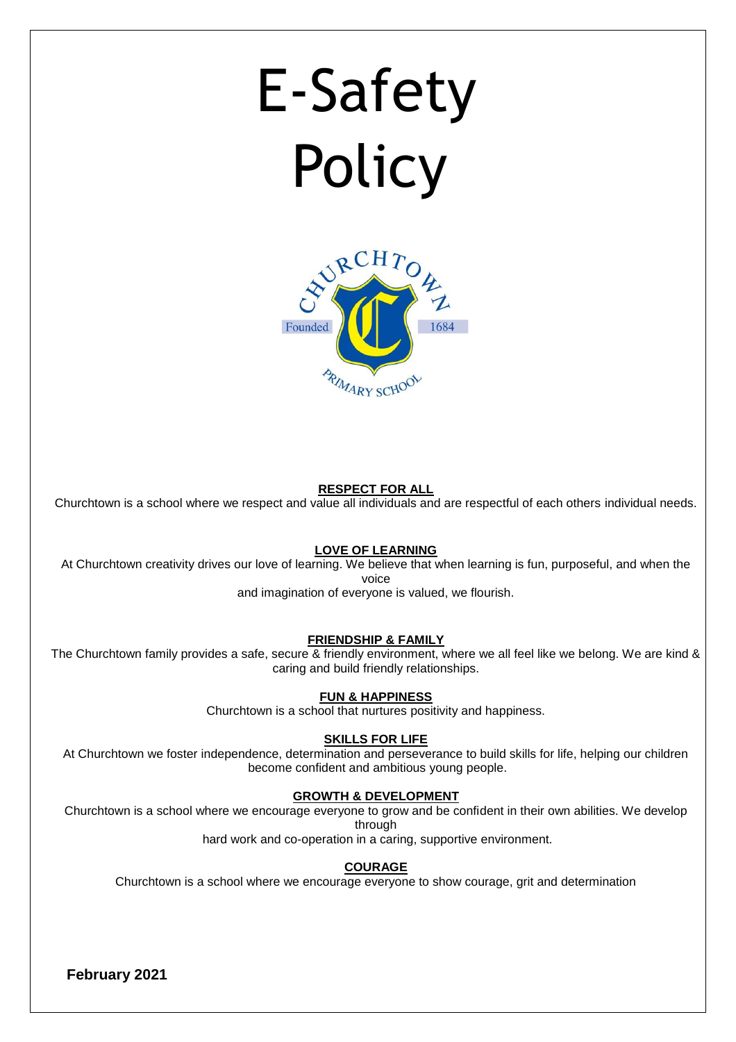# E-Safety Policy

CHURCHTOWN PRIMARY SCHOOL
Founded 1684

**RESPECT FOR ALL**

Churchtown is a school where we respect and value all individuals and are respectful of each others individual needs.

**LOVE OF LEARNING**

At Churchtown creativity drives our love of learning. We believe that when learning is fun, purposeful, and when the voice and imagination of everyone is valued, we flourish.

**FRIENDSHIP & FAMILY**

The Churchtown family provides a safe, secure & friendly environment, where we all feel like we belong. We are kind & caring and build friendly relationships.

**FUN & HAPPINESS**

Churchtown is a school that nurtures positivity and happiness.

**SKILLS FOR LIFE**

At Churchtown we foster independence, determination and perseverance to build skills for life, helping our children become confident and ambitious young people.

**GROWTH & DEVELOPMENT**

Churchtown is a school where we encourage everyone to grow and be confident in their own abilities. We develop through hard work and co-operation in a caring, supportive environment.

**COURAGE**

Churchtown is a school where we encourage everyone to show courage, grit and determination

**February 2021**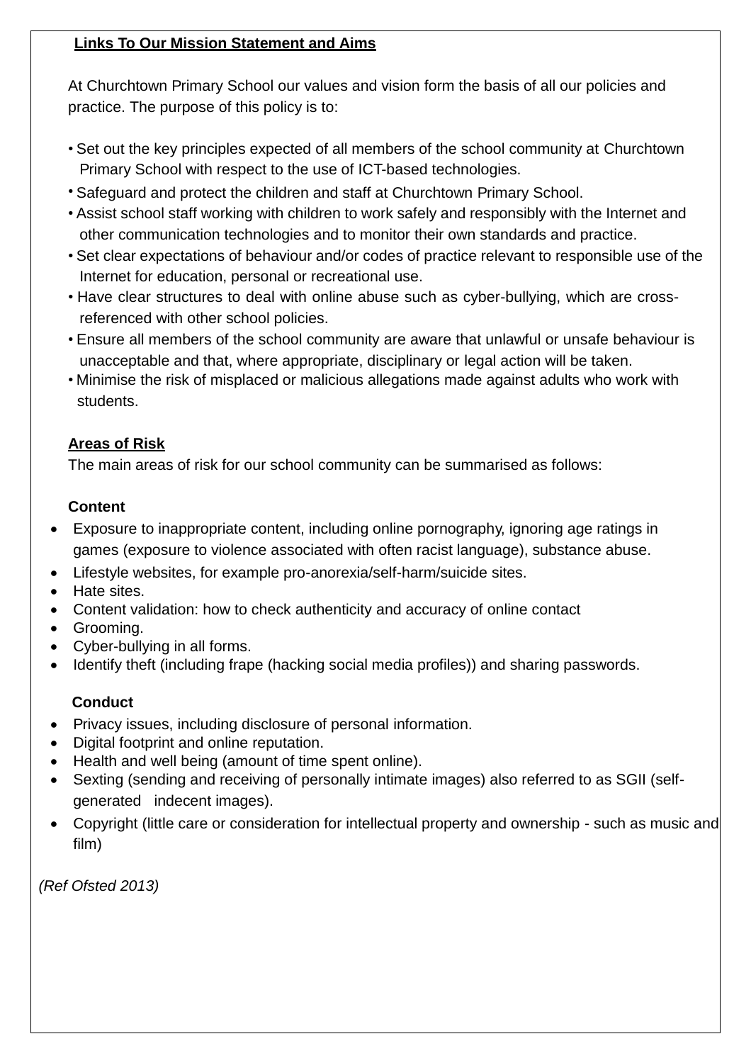**Links To Our Mission Statement and Aims**

At Churchtown Primary School our values and vision form the basis of all our policies and practice. The purpose of this policy is to:

- Set out the key principles expected of all members of the school community at Churchtown Primary School with respect to the use of ICT-based technologies.
- Safeguard and protect the children and staff at Churchtown Primary School.
- Assist school staff working with children to work safely and responsibly with the Internet and other communication technologies and to monitor their own standards and practice.
- Set clear expectations of behaviour and/or codes of practice relevant to responsible use of the Internet for education, personal or recreational use.
- Have clear structures to deal with online abuse such as cyber-bullying, which are cross-referenced with other school policies.
- Ensure all members of the school community are aware that unlawful or unsafe behaviour is unacceptable and that, where appropriate, disciplinary or legal action will be taken.
- Minimise the risk of misplaced or malicious allegations made against adults who work with students.

**Areas of Risk**

The main areas of risk for our school community can be summarised as follows:

**Content**

- Exposure to inappropriate content, including online pornography, ignoring age ratings in games (exposure to violence associated with often racist language), substance abuse.
- Lifestyle websites, for example pro-anorexia/self-harm/suicide sites.
- Hate sites.
- Content validation: how to check authenticity and accuracy of online contact
- Grooming.
- Cyber-bullying in all forms.
- Identify theft (including frape (hacking social media profiles)) and sharing passwords.

**Conduct**

- Privacy issues, including disclosure of personal information.
- Digital footprint and online reputation.
- Health and well being (amount of time spent online).
- Sexting (sending and receiving of personally intimate images) also referred to as SGII (self-generated indecent images).
- Copyright (little care or consideration for intellectual property and ownership - such as music and film)

*(Ref Ofsted 2013)*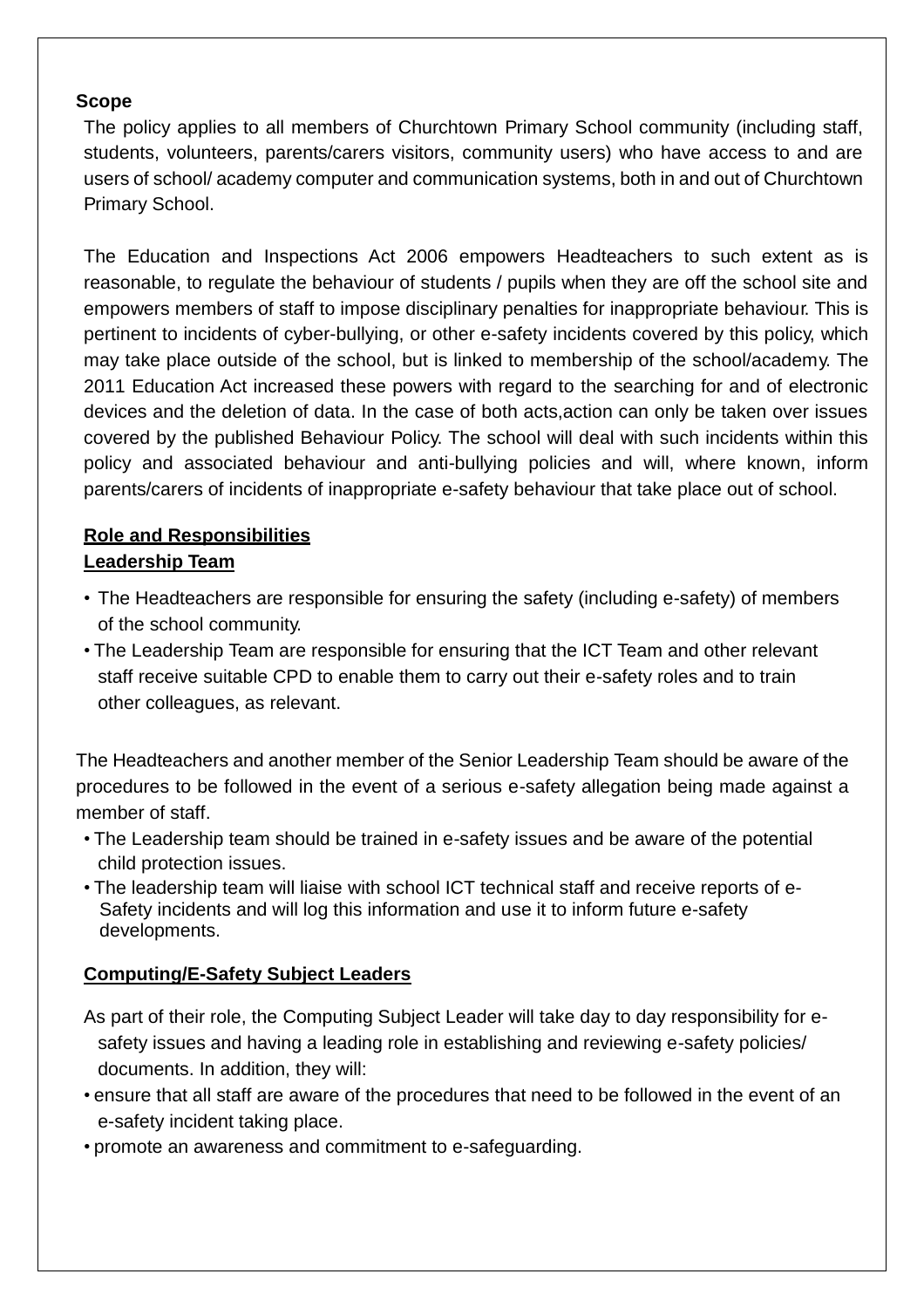**Scope**

The policy applies to all members of Churchtown Primary School community (including staff, students, volunteers, parents/carers visitors, community users) who have access to and are users of school/ academy computer and communication systems, both in and out of Churchtown Primary School.

The Education and Inspections Act 2006 empowers Headteachers to such extent as is reasonable, to regulate the behaviour of students / pupils when they are off the school site and empowers members of staff to impose disciplinary penalties for inappropriate behaviour. This is pertinent to incidents of cyber-bullying, or other e-safety incidents covered by this policy, which may take place outside of the school, but is linked to membership of the school/academy. The 2011 Education Act increased these powers with regard to the searching for and of electronic devices and the deletion of data. In the case of both acts,action can only be taken over issues covered by the published Behaviour Policy. The school will deal with such incidents within this policy and associated behaviour and anti-bullying policies and will, where known, inform parents/carers of incidents of inappropriate e-safety behaviour that take place out of school.

**Role and Responsibilities**

**Leadership Team**

- The Headteachers are responsible for ensuring the safety (including e-safety) of members of the school community.
- The Leadership Team are responsible for ensuring that the ICT Team and other relevant staff receive suitable CPD to enable them to carry out their e-safety roles and to train other colleagues, as relevant.

The Headteachers and another member of the Senior Leadership Team should be aware of the procedures to be followed in the event of a serious e-safety allegation being made against a member of staff.

- The Leadership team should be trained in e-safety issues and be aware of the potential child protection issues.
- The leadership team will liaise with school ICT technical staff and receive reports of e-Safety incidents and will log this information and use it to inform future e-safety developments.

**Computing/E-Safety Subject Leaders**

As part of their role, the Computing Subject Leader will take day to day responsibility for e-safety issues and having a leading role in establishing and reviewing e-safety policies/ documents. In addition, they will:

- ensure that all staff are aware of the procedures that need to be followed in the event of an e-safety incident taking place.
- promote an awareness and commitment to e-safeguarding.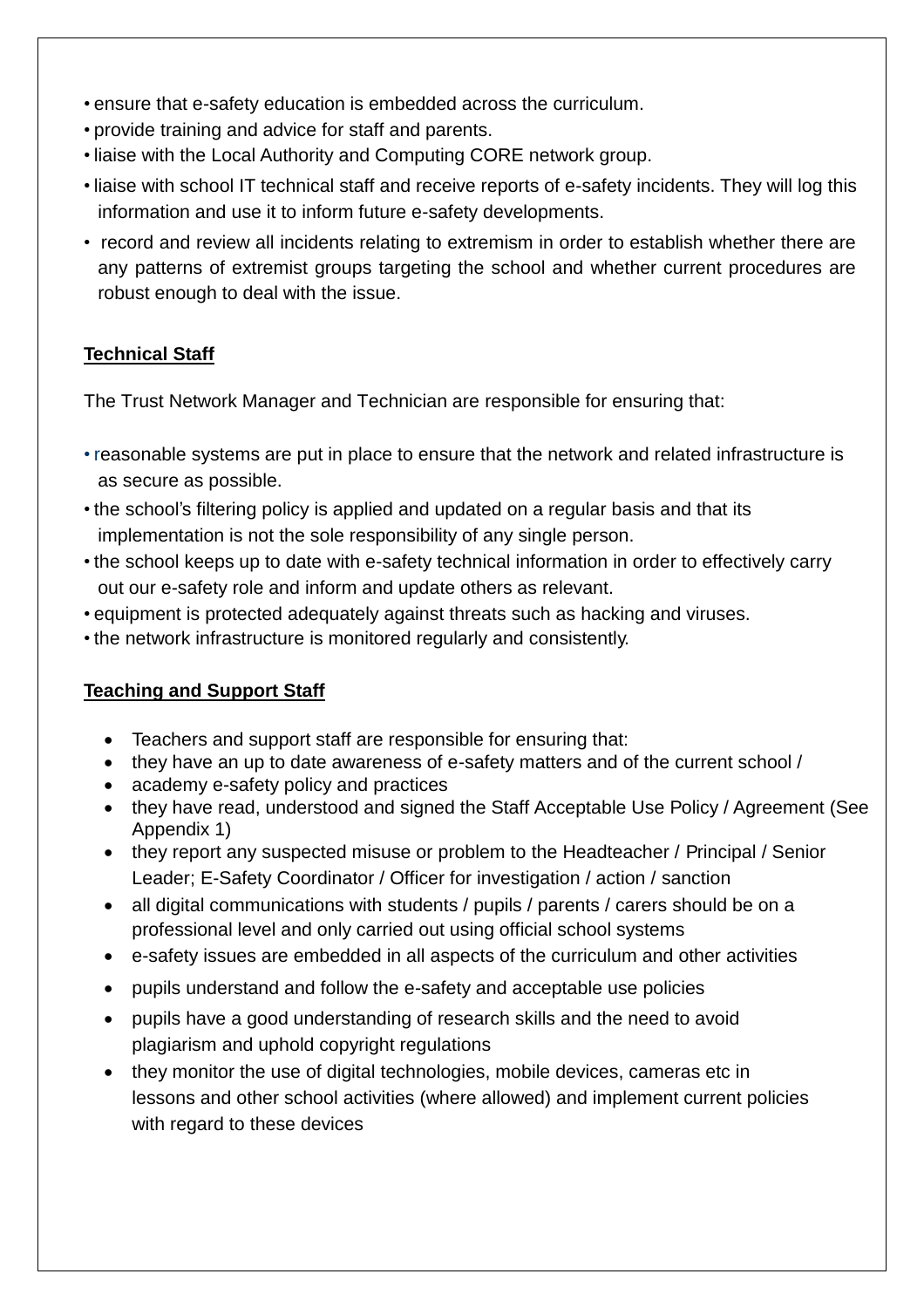- ensure that e-safety education is embedded across the curriculum.
- provide training and advice for staff and parents.
- liaise with the Local Authority and Computing CORE network group.
- liaise with school IT technical staff and receive reports of e-safety incidents. They will log this information and use it to inform future e-safety developments.
- record and review all incidents relating to extremism in order to establish whether there are any patterns of extremist groups targeting the school and whether current procedures are robust enough to deal with the issue.

**Technical Staff**

The Trust Network Manager and Technician are responsible for ensuring that:

- reasonable systems are put in place to ensure that the network and related infrastructure is as secure as possible.
- the school's filtering policy is applied and updated on a regular basis and that its implementation is not the sole responsibility of any single person.
- the school keeps up to date with e-safety technical information in order to effectively carry out our e-safety role and inform and update others as relevant.
- equipment is protected adequately against threats such as hacking and viruses.
- the network infrastructure is monitored regularly and consistently.

**Teaching and Support Staff**

- Teachers and support staff are responsible for ensuring that:
- they have an up to date awareness of e-safety matters and of the current school /
- academy e-safety policy and practices
- they have read, understood and signed the Staff Acceptable Use Policy / Agreement (See Appendix 1)
- they report any suspected misuse or problem to the Headteacher / Principal / Senior Leader; E-Safety Coordinator / Officer for investigation / action / sanction
- all digital communications with students / pupils / parents / carers should be on a professional level and only carried out using official school systems
- e-safety issues are embedded in all aspects of the curriculum and other activities
- pupils understand and follow the e-safety and acceptable use policies
- pupils have a good understanding of research skills and the need to avoid plagiarism and uphold copyright regulations
- they monitor the use of digital technologies, mobile devices, cameras etc in lessons and other school activities (where allowed) and implement current policies with regard to these devices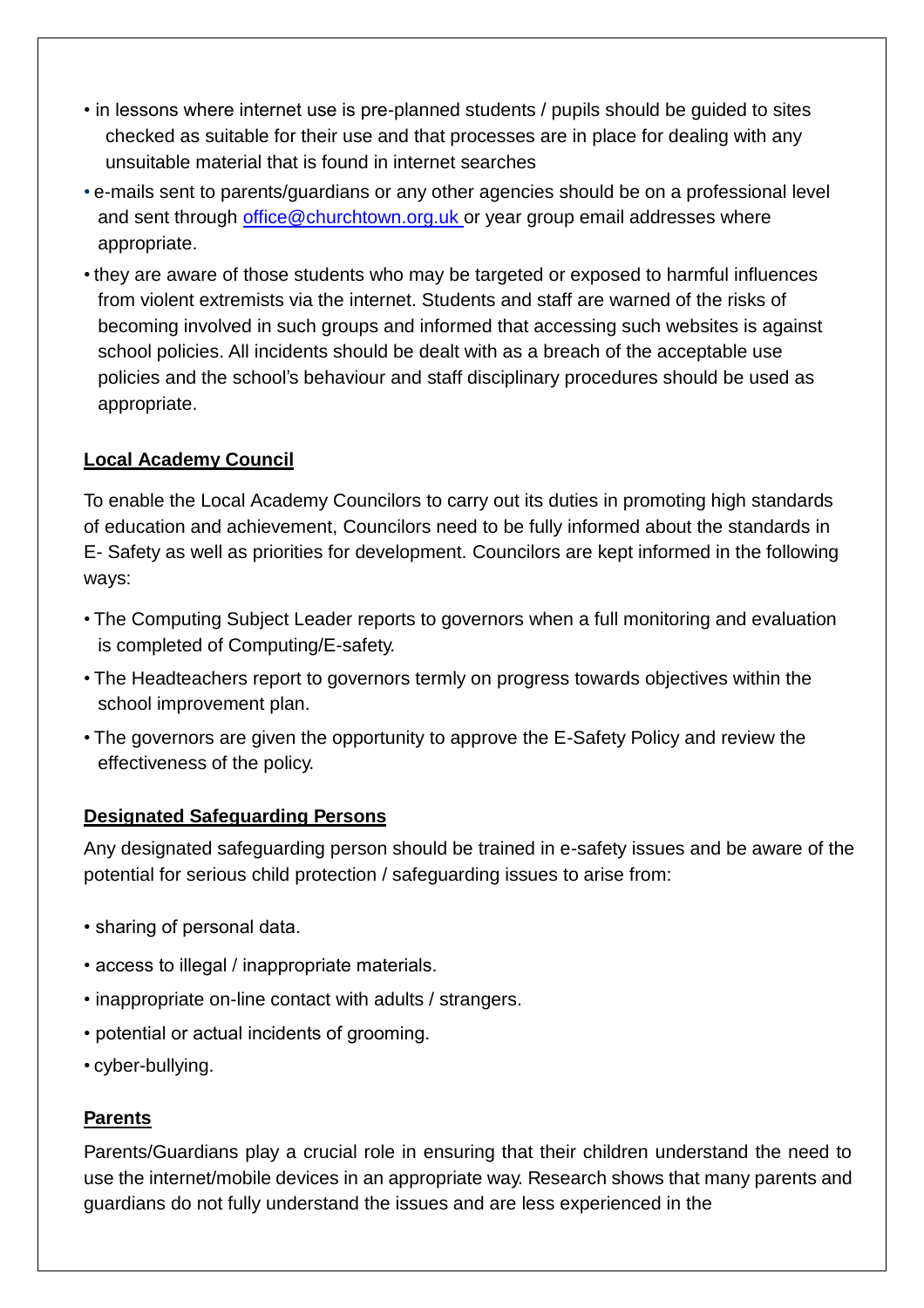- in lessons where internet use is pre-planned students / pupils should be guided to sites checked as suitable for their use and that processes are in place for dealing with any unsuitable material that is found in internet searches
- e-mails sent to parents/guardians or any other agencies should be on a professional level and sent through office@churchtown.org.uk or year group email addresses where appropriate.
- they are aware of those students who may be targeted or exposed to harmful influences from violent extremists via the internet. Students and staff are warned of the risks of becoming involved in such groups and informed that accessing such websites is against school policies. All incidents should be dealt with as a breach of the acceptable use policies and the school's behaviour and staff disciplinary procedures should be used as appropriate.

## Local Academy Council

To enable the Local Academy Councilors to carry out its duties in promoting high standards of education and achievement, Councilors need to be fully informed about the standards in E- Safety as well as priorities for development. Councilors are kept informed in the following ways:

- The Computing Subject Leader reports to governors when a full monitoring and evaluation is completed of Computing/E-safety.
- The Headteachers report to governors termly on progress towards objectives within the school improvement plan.
- The governors are given the opportunity to approve the E-Safety Policy and review the effectiveness of the policy.

## Designated Safeguarding Persons

Any designated safeguarding person should be trained in e-safety issues and be aware of the potential for serious child protection / safeguarding issues to arise from:

- sharing of personal data.
- access to illegal / inappropriate materials.
- inappropriate on-line contact with adults / strangers.
- potential or actual incidents of grooming.
- cyber-bullying.

## Parents

Parents/Guardians play a crucial role in ensuring that their children understand the need to use the internet/mobile devices in an appropriate way. Research shows that many parents and guardians do not fully understand the issues and are less experienced in the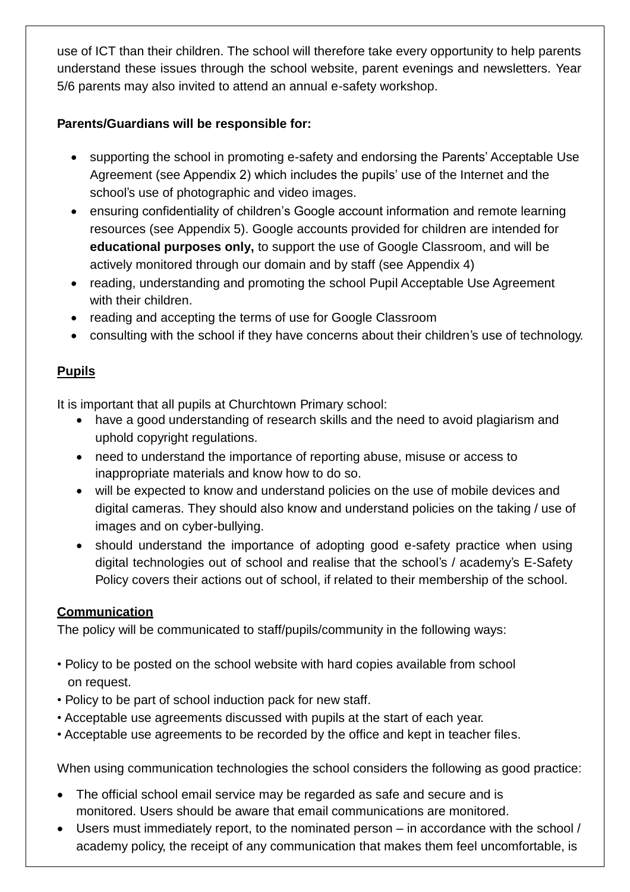use of ICT than their children. The school will therefore take every opportunity to help parents understand these issues through the school website, parent evenings and newsletters. Year 5/6 parents may also invited to attend an annual e-safety workshop.

**Parents/Guardians will be responsible for:**

- supporting the school in promoting e-safety and endorsing the Parents' Acceptable Use Agreement (see Appendix 2) which includes the pupils' use of the Internet and the school's use of photographic and video images.
- ensuring confidentiality of children's Google account information and remote learning resources (see Appendix 5). Google accounts provided for children are intended for **educational purposes only,** to support the use of Google Classroom, and will be actively monitored through our domain and by staff (see Appendix 4)
- reading, understanding and promoting the school Pupil Acceptable Use Agreement with their children.
- reading and accepting the terms of use for Google Classroom
- consulting with the school if they have concerns about their children's use of technology.

**<u>Pupils</u>**

It is important that all pupils at Churchtown Primary school:

- have a good understanding of research skills and the need to avoid plagiarism and uphold copyright regulations.
- need to understand the importance of reporting abuse, misuse or access to inappropriate materials and know how to do so.
- will be expected to know and understand policies on the use of mobile devices and digital cameras. They should also know and understand policies on the taking / use of images and on cyber-bullying.
- should understand the importance of adopting good e-safety practice when using digital technologies out of school and realise that the school's / academy's E-Safety Policy covers their actions out of school, if related to their membership of the school.

**<u>Communication</u>**

The policy will be communicated to staff/pupils/community in the following ways:

- Policy to be posted on the school website with hard copies available from school on request.
- Policy to be part of school induction pack for new staff.
- Acceptable use agreements discussed with pupils at the start of each year.
- Acceptable use agreements to be recorded by the office and kept in teacher files.

When using communication technologies the school considers the following as good practice:

- The official school email service may be regarded as safe and secure and is monitored. Users should be aware that email communications are monitored.
- Users must immediately report, to the nominated person – in accordance with the school / academy policy, the receipt of any communication that makes them feel uncomfortable, is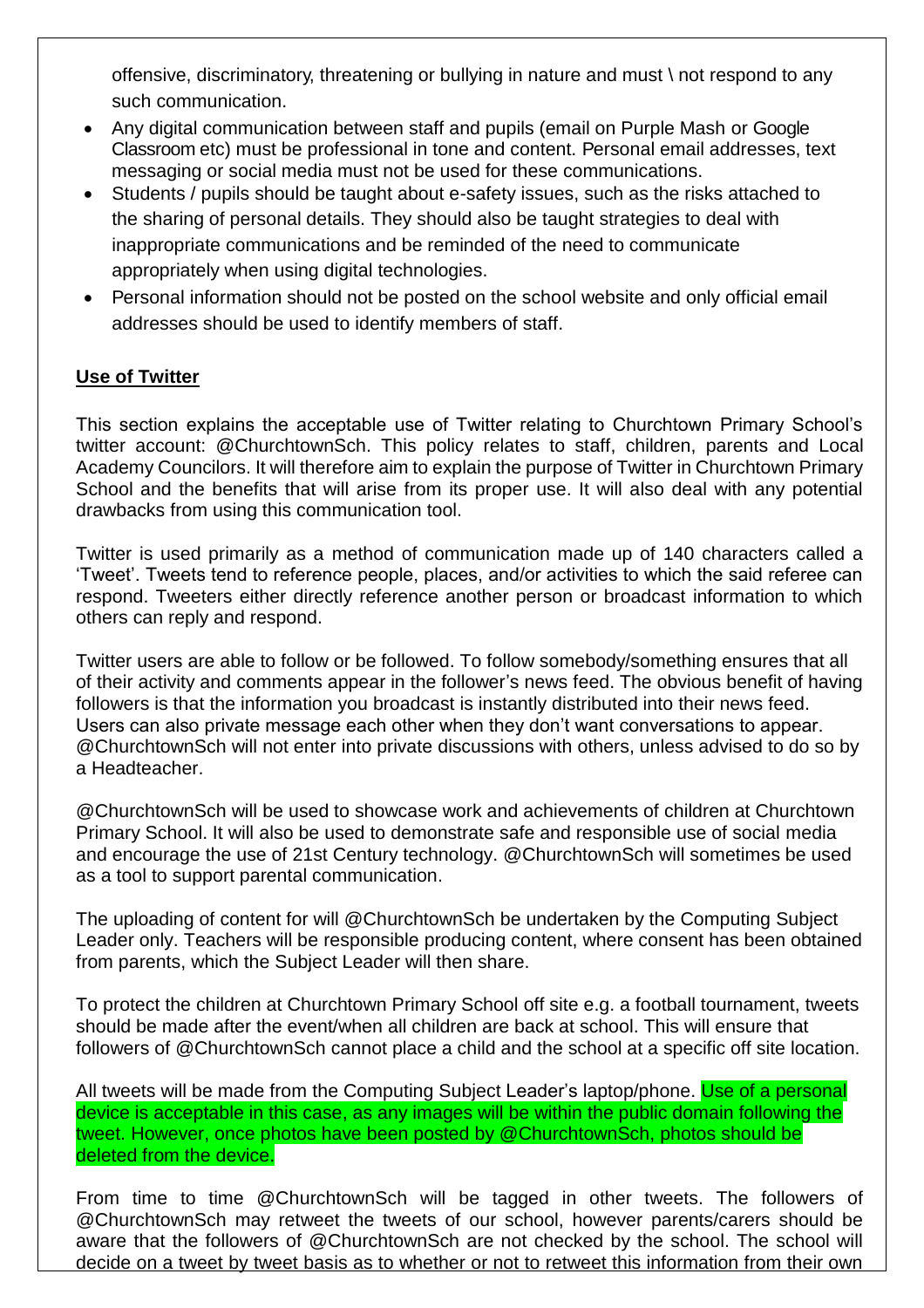offensive, discriminatory, threatening or bullying in nature and must \ not respond to any such communication.

- Any digital communication between staff and pupils (email on Purple Mash or Google Classroom etc) must be professional in tone and content. Personal email addresses, text messaging or social media must not be used for these communications.
- Students / pupils should be taught about e-safety issues, such as the risks attached to the sharing of personal details. They should also be taught strategies to deal with inappropriate communications and be reminded of the need to communicate appropriately when using digital technologies.
- Personal information should not be posted on the school website and only official email addresses should be used to identify members of staff.

**Use of Twitter**

This section explains the acceptable use of Twitter relating to Churchtown Primary School's twitter account: @ChurchtownSch. This policy relates to staff, children, parents and Local Academy Councilors. It will therefore aim to explain the purpose of Twitter in Churchtown Primary School and the benefits that will arise from its proper use. It will also deal with any potential drawbacks from using this communication tool.

Twitter is used primarily as a method of communication made up of 140 characters called a 'Tweet'. Tweets tend to reference people, places, and/or activities to which the said referee can respond. Tweeters either directly reference another person or broadcast information to which others can reply and respond.

Twitter users are able to follow or be followed. To follow somebody/something ensures that all of their activity and comments appear in the follower's news feed. The obvious benefit of having followers is that the information you broadcast is instantly distributed into their news feed. Users can also private message each other when they don't want conversations to appear. @ChurchtownSch will not enter into private discussions with others, unless advised to do so by a Headteacher.

@ChurchtownSch will be used to showcase work and achievements of children at Churchtown Primary School. It will also be used to demonstrate safe and responsible use of social media and encourage the use of 21st Century technology. @ChurchtownSch will sometimes be used as a tool to support parental communication.

The uploading of content for will @ChurchtownSch be undertaken by the Computing Subject Leader only. Teachers will be responsible producing content, where consent has been obtained from parents, which the Subject Leader will then share.

To protect the children at Churchtown Primary School off site e.g. a football tournament, tweets should be made after the event/when all children are back at school. This will ensure that followers of @ChurchtownSch cannot place a child and the school at a specific off site location.

All tweets will be made from the Computing Subject Leader's laptop/phone. Use of a personal device is acceptable in this case, as any images will be within the public domain following the tweet. However, once photos have been posted by @ChurchtownSch, photos should be deleted from the device.

From time to time @ChurchtownSch will be tagged in other tweets. The followers of @ChurchtownSch may retweet the tweets of our school, however parents/carers should be aware that the followers of @ChurchtownSch are not checked by the school. The school will decide on a tweet by tweet basis as to whether or not to retweet this information from their own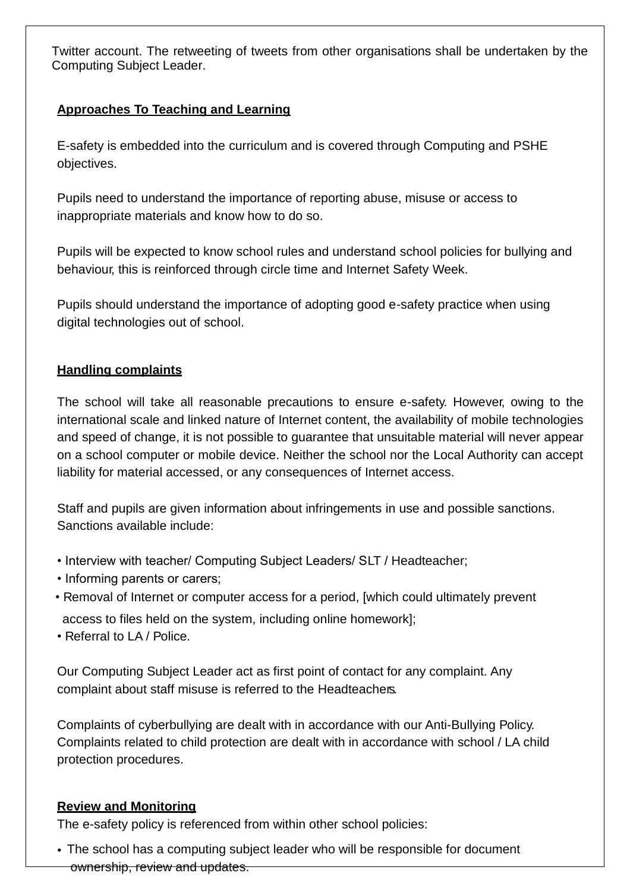Twitter account. The retweeting of tweets from other organisations shall be undertaken by the Computing Subject Leader.

**Approaches To Teaching and Learning**

E-safety is embedded into the curriculum and is covered through Computing and PSHE objectives.

Pupils need to understand the importance of reporting abuse, misuse or access to inappropriate materials and know how to do so.

Pupils will be expected to know school rules and understand school policies for bullying and behaviour, this is reinforced through circle time and Internet Safety Week.

Pupils should understand the importance of adopting good e-safety practice when using digital technologies out of school.

**Handling complaints**

The school will take all reasonable precautions to ensure e-safety. However, owing to the international scale and linked nature of Internet content, the availability of mobile technologies and speed of change, it is not possible to guarantee that unsuitable material will never appear on a school computer or mobile device. Neither the school nor the Local Authority can accept liability for material accessed, or any consequences of Internet access.

Staff and pupils are given information about infringements in use and possible sanctions. Sanctions available include:

- Interview with teacher/ Computing Subject Leaders/ SLT / Headteacher;
- Informing parents or carers;
- Removal of Internet or computer access for a period, [which could ultimately prevent access to files held on the system, including online homework];
- Referral to LA / Police.

Our Computing Subject Leader act as first point of contact for any complaint. Any complaint about staff misuse is referred to the Headteachers.

Complaints of cyberbullying are dealt with in accordance with our Anti-Bullying Policy. Complaints related to child protection are dealt with in accordance with school / LA child protection procedures.

**Review and Monitoring**

The e-safety policy is referenced from within other school policies:

- The school has a computing subject leader who will be responsible for document ownership, review and updates.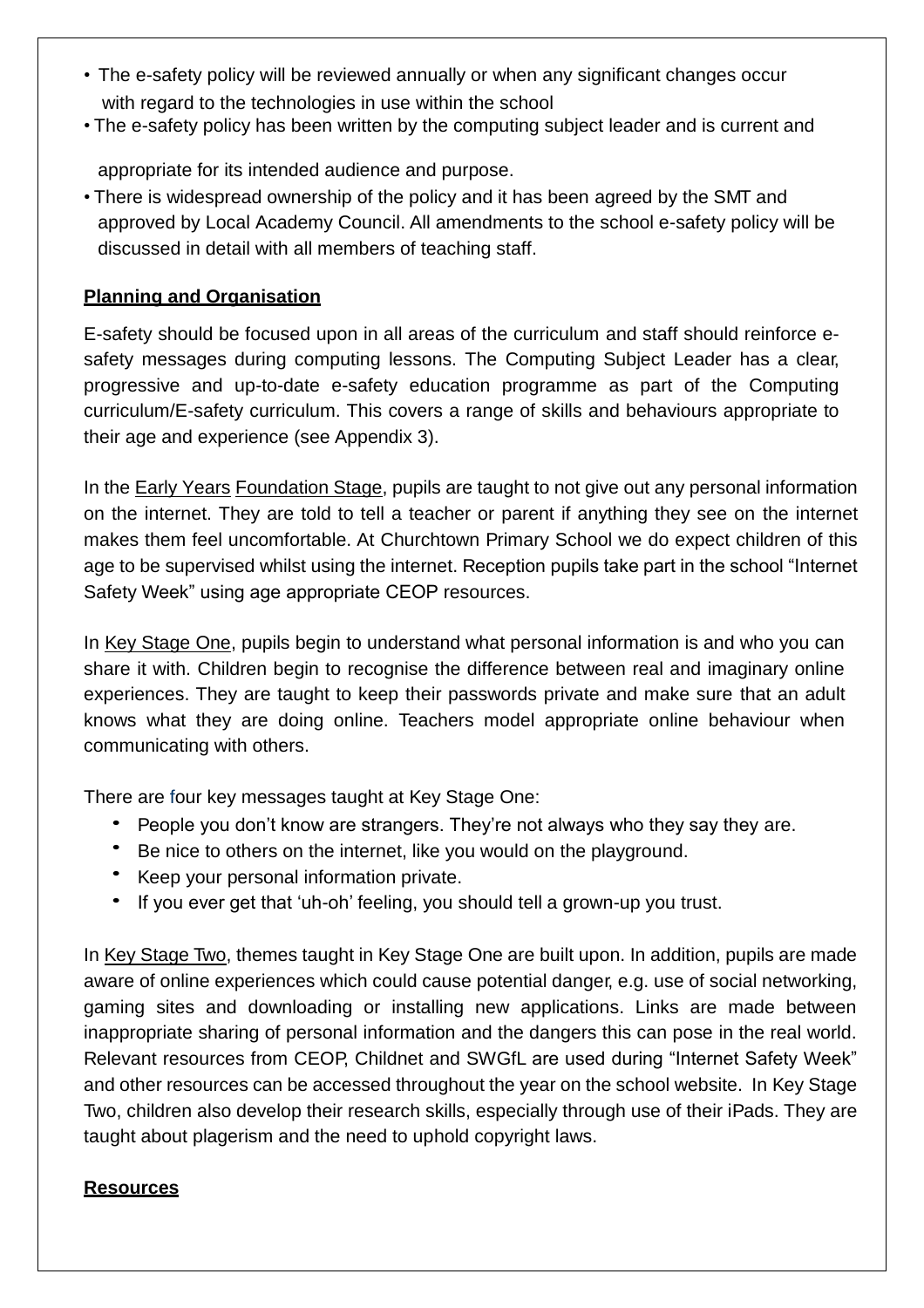- The e-safety policy will be reviewed annually or when any significant changes occur with regard to the technologies in use within the school
- The e-safety policy has been written by the computing subject leader and is current and appropriate for its intended audience and purpose.
- There is widespread ownership of the policy and it has been agreed by the SMT and approved by Local Academy Council. All amendments to the school e-safety policy will be discussed in detail with all members of teaching staff.

**Planning and Organisation**

E-safety should be focused upon in all areas of the curriculum and staff should reinforce e-safety messages during computing lessons. The Computing Subject Leader has a clear, progressive and up-to-date e-safety education programme as part of the Computing curriculum/E-safety curriculum. This covers a range of skills and behaviours appropriate to their age and experience (see Appendix 3).

In the Early Years Foundation Stage, pupils are taught to not give out any personal information on the internet. They are told to tell a teacher or parent if anything they see on the internet makes them feel uncomfortable. At Churchtown Primary School we do expect children of this age to be supervised whilst using the internet. Reception pupils take part in the school "Internet Safety Week" using age appropriate CEOP resources.

In Key Stage One, pupils begin to understand what personal information is and who you can share it with. Children begin to recognise the difference between real and imaginary online experiences. They are taught to keep their passwords private and make sure that an adult knows what they are doing online. Teachers model appropriate online behaviour when communicating with others.

There are four key messages taught at Key Stage One:

- People you don't know are strangers. They're not always who they say they are.
- Be nice to others on the internet, like you would on the playground.
- Keep your personal information private.
- If you ever get that 'uh-oh' feeling, you should tell a grown-up you trust.

In Key Stage Two, themes taught in Key Stage One are built upon. In addition, pupils are made aware of online experiences which could cause potential danger, e.g. use of social networking, gaming sites and downloading or installing new applications. Links are made between inappropriate sharing of personal information and the dangers this can pose in the real world. Relevant resources from CEOP, Childnet and SWGfL are used during "Internet Safety Week" and other resources can be accessed throughout the year on the school website. In Key Stage Two, children also develop their research skills, especially through use of their iPads. They are taught about plagerism and the need to uphold copyright laws.

**Resources**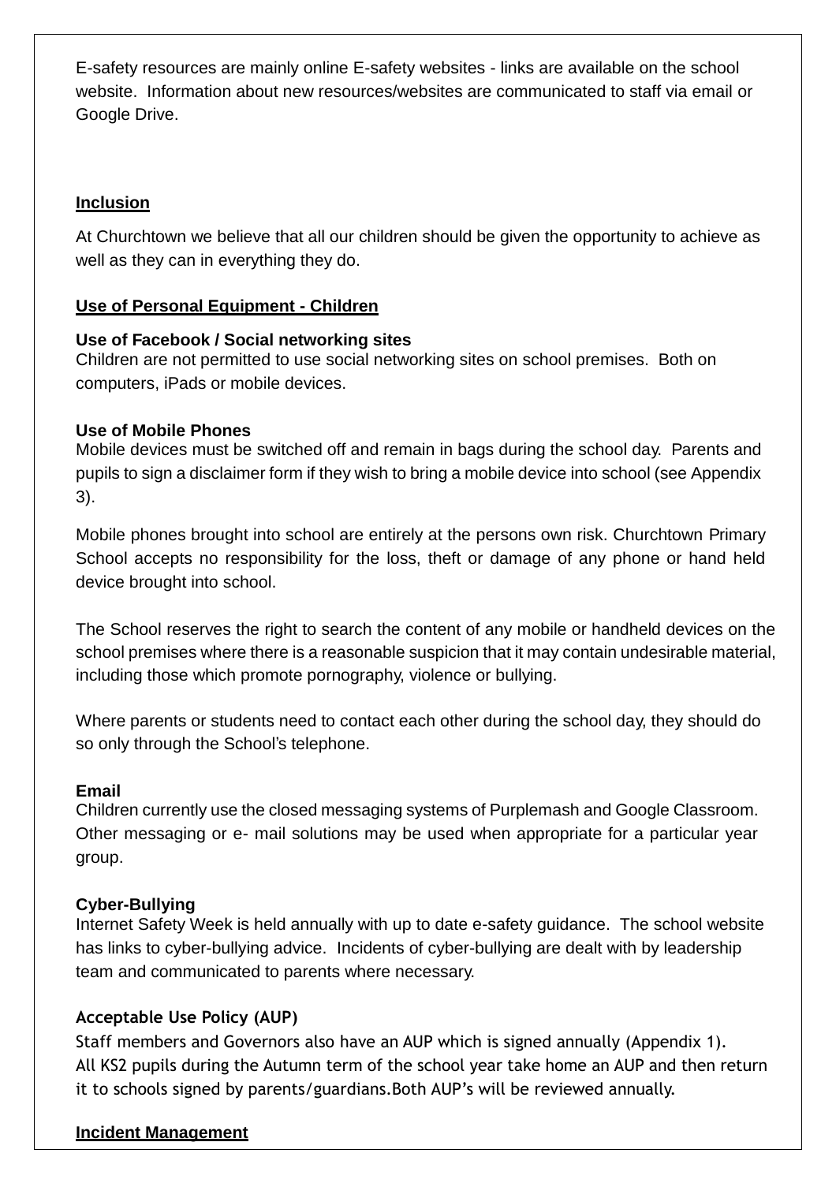E-safety resources are mainly online E-safety websites - links are available on the school website. Information about new resources/websites are communicated to staff via email or Google Drive.

**Inclusion**

At Churchtown we believe that all our children should be given the opportunity to achieve as well as they can in everything they do.

**Use of Personal Equipment - Children**

**Use of Facebook / Social networking sites**

Children are not permitted to use social networking sites on school premises. Both on computers, iPads or mobile devices.

**Use of Mobile Phones**

Mobile devices must be switched off and remain in bags during the school day. Parents and pupils to sign a disclaimer form if they wish to bring a mobile device into school (see Appendix 3).

Mobile phones brought into school are entirely at the persons own risk. Churchtown Primary School accepts no responsibility for the loss, theft or damage of any phone or hand held device brought into school.

The School reserves the right to search the content of any mobile or handheld devices on the school premises where there is a reasonable suspicion that it may contain undesirable material, including those which promote pornography, violence or bullying.

Where parents or students need to contact each other during the school day, they should do so only through the School's telephone.

**Email**

Children currently use the closed messaging systems of Purplemash and Google Classroom. Other messaging or e- mail solutions may be used when appropriate for a particular year group.

**Cyber-Bullying**

Internet Safety Week is held annually with up to date e-safety guidance. The school website has links to cyber-bullying advice. Incidents of cyber-bullying are dealt with by leadership team and communicated to parents where necessary.

**Acceptable Use Policy (AUP)**

Staff members and Governors also have an AUP which is signed annually (Appendix 1).
All KS2 pupils during the Autumn term of the school year take home an AUP and then return it to schools signed by parents/guardians.Both AUP's will be reviewed annually.

**Incident Management**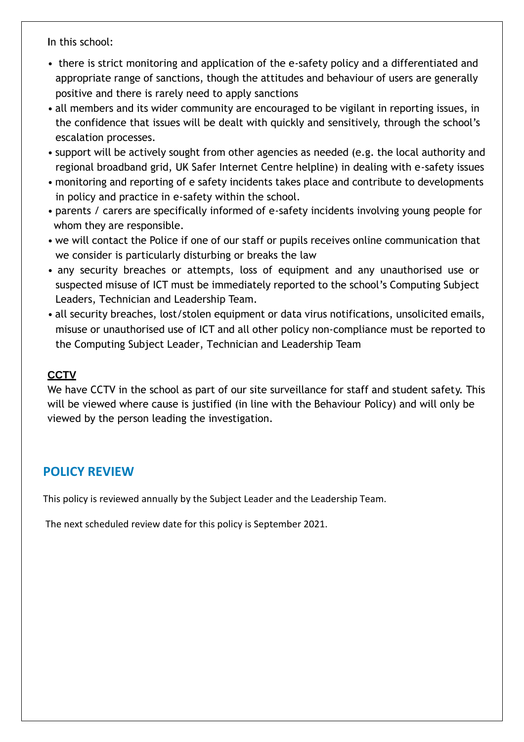In this school:

- there is strict monitoring and application of the e-safety policy and a differentiated and appropriate range of sanctions, though the attitudes and behaviour of users are generally positive and there is rarely need to apply sanctions
- all members and its wider community are encouraged to be vigilant in reporting issues, in the confidence that issues will be dealt with quickly and sensitively, through the school's escalation processes.
- support will be actively sought from other agencies as needed (e.g. the local authority and regional broadband grid, UK Safer Internet Centre helpline) in dealing with e-safety issues
- monitoring and reporting of e safety incidents takes place and contribute to developments in policy and practice in e-safety within the school.
- parents / carers are specifically informed of e-safety incidents involving young people for whom they are responsible.
- we will contact the Police if one of our staff or pupils receives online communication that we consider is particularly disturbing or breaks the law
- any security breaches or attempts, loss of equipment and any unauthorised use or suspected misuse of ICT must be immediately reported to the school's Computing Subject Leaders, Technician and Leadership Team.
- all security breaches, lost/stolen equipment or data virus notifications, unsolicited emails, misuse or unauthorised use of ICT and all other policy non-compliance must be reported to the Computing Subject Leader, Technician and Leadership Team

### CCTV

We have CCTV in the school as part of our site surveillance for staff and student safety. This will be viewed where cause is justified (in line with the Behaviour Policy) and will only be viewed by the person leading the investigation.

## POLICY REVIEW

This policy is reviewed annually by the Subject Leader and the Leadership Team.

The next scheduled review date for this policy is September 2021.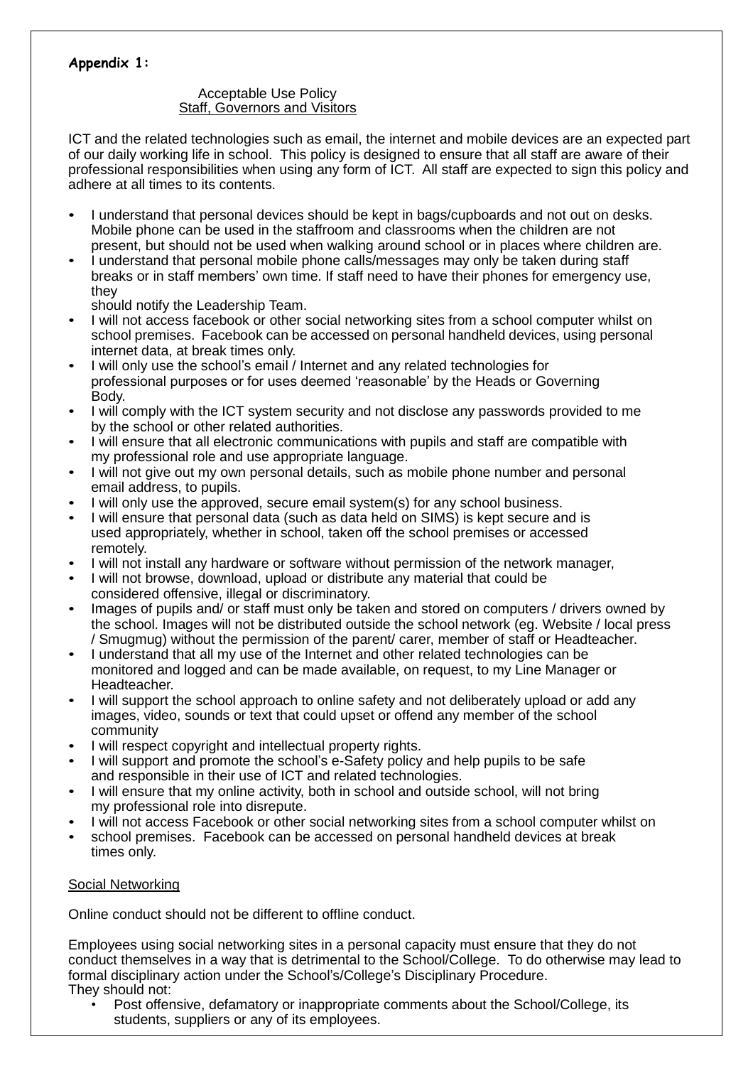**Appendix 1:**

Acceptable Use Policy
Staff, Governors and Visitors

ICT and the related technologies such as email, the internet and mobile devices are an expected part of our daily working life in school. This policy is designed to ensure that all staff are aware of their professional responsibilities when using any form of ICT. All staff are expected to sign this policy and adhere at all times to its contents.

- I understand that personal devices should be kept in bags/cupboards and not out on desks. Mobile phone can be used in the staffroom and classrooms when the children are not present, but should not be used when walking around school or in places where children are.
- I understand that personal mobile phone calls/messages may only be taken during staff breaks or in staff members' own time. If staff need to have their phones for emergency use, they
  should notify the Leadership Team.
- I will not access facebook or other social networking sites from a school computer whilst on school premises. Facebook can be accessed on personal handheld devices, using personal internet data, at break times only.
- I will only use the school's email / Internet and any related technologies for professional purposes or for uses deemed 'reasonable' by the Heads or Governing Body.
- I will comply with the ICT system security and not disclose any passwords provided to me by the school or other related authorities.
- I will ensure that all electronic communications with pupils and staff are compatible with my professional role and use appropriate language.
- I will not give out my own personal details, such as mobile phone number and personal email address, to pupils.
- I will only use the approved, secure email system(s) for any school business.
- I will ensure that personal data (such as data held on SIMS) is kept secure and is used appropriately, whether in school, taken off the school premises or accessed remotely.
- I will not install any hardware or software without permission of the network manager,
- I will not browse, download, upload or distribute any material that could be considered offensive, illegal or discriminatory.
- Images of pupils and/ or staff must only be taken and stored on computers / drivers owned by the school. Images will not be distributed outside the school network (eg. Website / local press / Smugmug) without the permission of the parent/ carer, member of staff or Headteacher.
- I understand that all my use of the Internet and other related technologies can be monitored and logged and can be made available, on request, to my Line Manager or Headteacher.
- I will support the school approach to online safety and not deliberately upload or add any images, video, sounds or text that could upset or offend any member of the school community
- I will respect copyright and intellectual property rights.
- I will support and promote the school's e-Safety policy and help pupils to be safe and responsible in their use of ICT and related technologies.
- I will ensure that my online activity, both in school and outside school, will not bring my professional role into disrepute.
- I will not access Facebook or other social networking sites from a school computer whilst on
- school premises. Facebook can be accessed on personal handheld devices at break times only.

Social Networking

Online conduct should not be different to offline conduct.

Employees using social networking sites in a personal capacity must ensure that they do not conduct themselves in a way that is detrimental to the School/College. To do otherwise may lead to formal disciplinary action under the School's/College's Disciplinary Procedure.
They should not:

- Post offensive, defamatory or inappropriate comments about the School/College, its students, suppliers or any of its employees.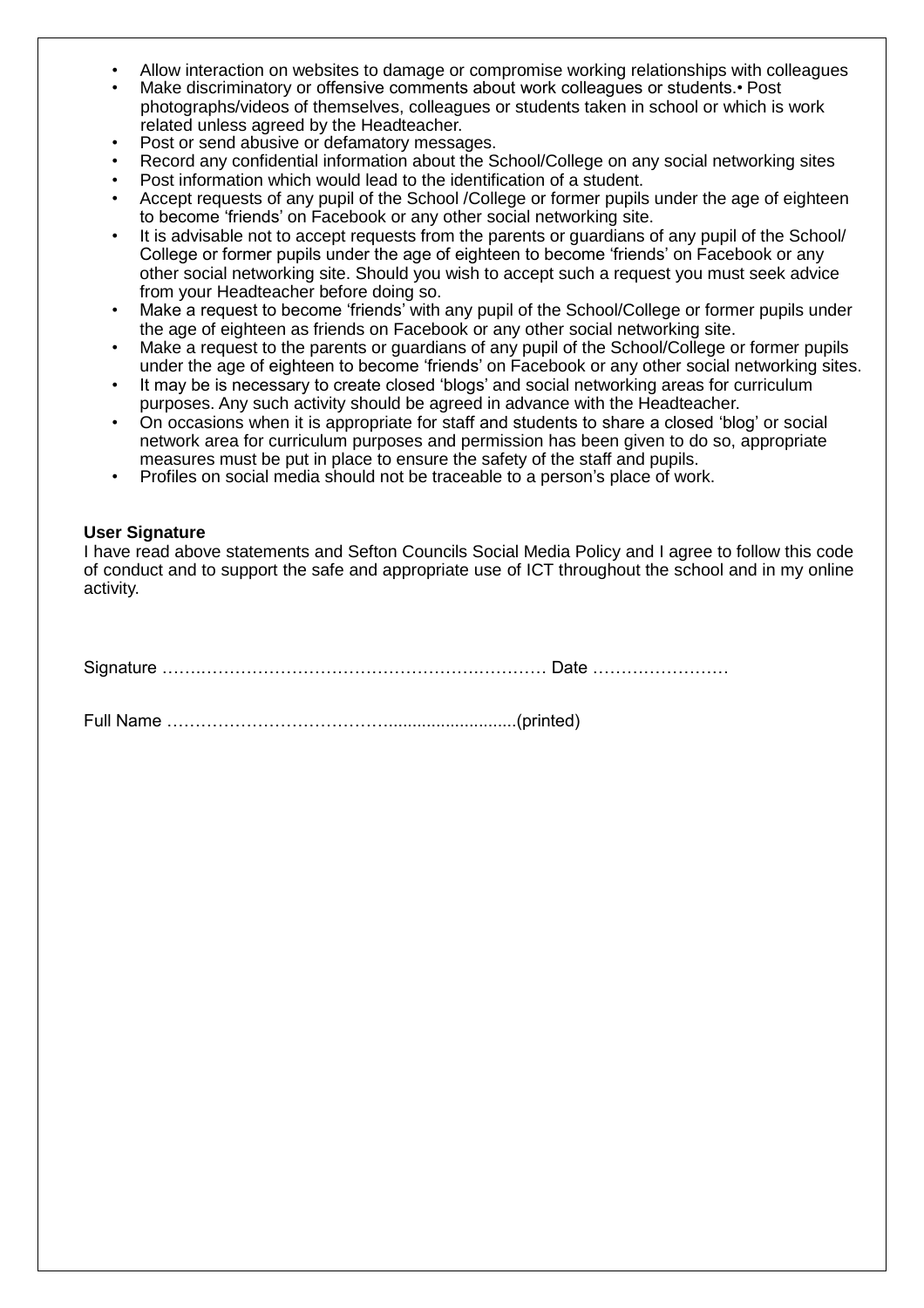- Allow interaction on websites to damage or compromise working relationships with colleagues
- Make discriminatory or offensive comments about work colleagues or students.• Post photographs/videos of themselves, colleagues or students taken in school or which is work related unless agreed by the Headteacher.
- Post or send abusive or defamatory messages.
- Record any confidential information about the School/College on any social networking sites
- Post information which would lead to the identification of a student.
- Accept requests of any pupil of the School /College or former pupils under the age of eighteen to become 'friends' on Facebook or any other social networking site.
- It is advisable not to accept requests from the parents or guardians of any pupil of the School/ College or former pupils under the age of eighteen to become 'friends' on Facebook or any other social networking site. Should you wish to accept such a request you must seek advice from your Headteacher before doing so.
- Make a request to become 'friends' with any pupil of the School/College or former pupils under the age of eighteen as friends on Facebook or any other social networking site.
- Make a request to the parents or guardians of any pupil of the School/College or former pupils under the age of eighteen to become 'friends' on Facebook or any other social networking sites.
- It may be is necessary to create closed 'blogs' and social networking areas for curriculum purposes. Any such activity should be agreed in advance with the Headteacher.
- On occasions when it is appropriate for staff and students to share a closed 'blog' or social network area for curriculum purposes and permission has been given to do so, appropriate measures must be put in place to ensure the safety of the staff and pupils.
- Profiles on social media should not be traceable to a person's place of work.

**User Signature**

I have read above statements and Sefton Councils Social Media Policy and I agree to follow this code of conduct and to support the safe and appropriate use of ICT throughout the school and in my online activity.

Signature ………………………………………………………… Date ……………………

Full Name ………………………………...........................(printed)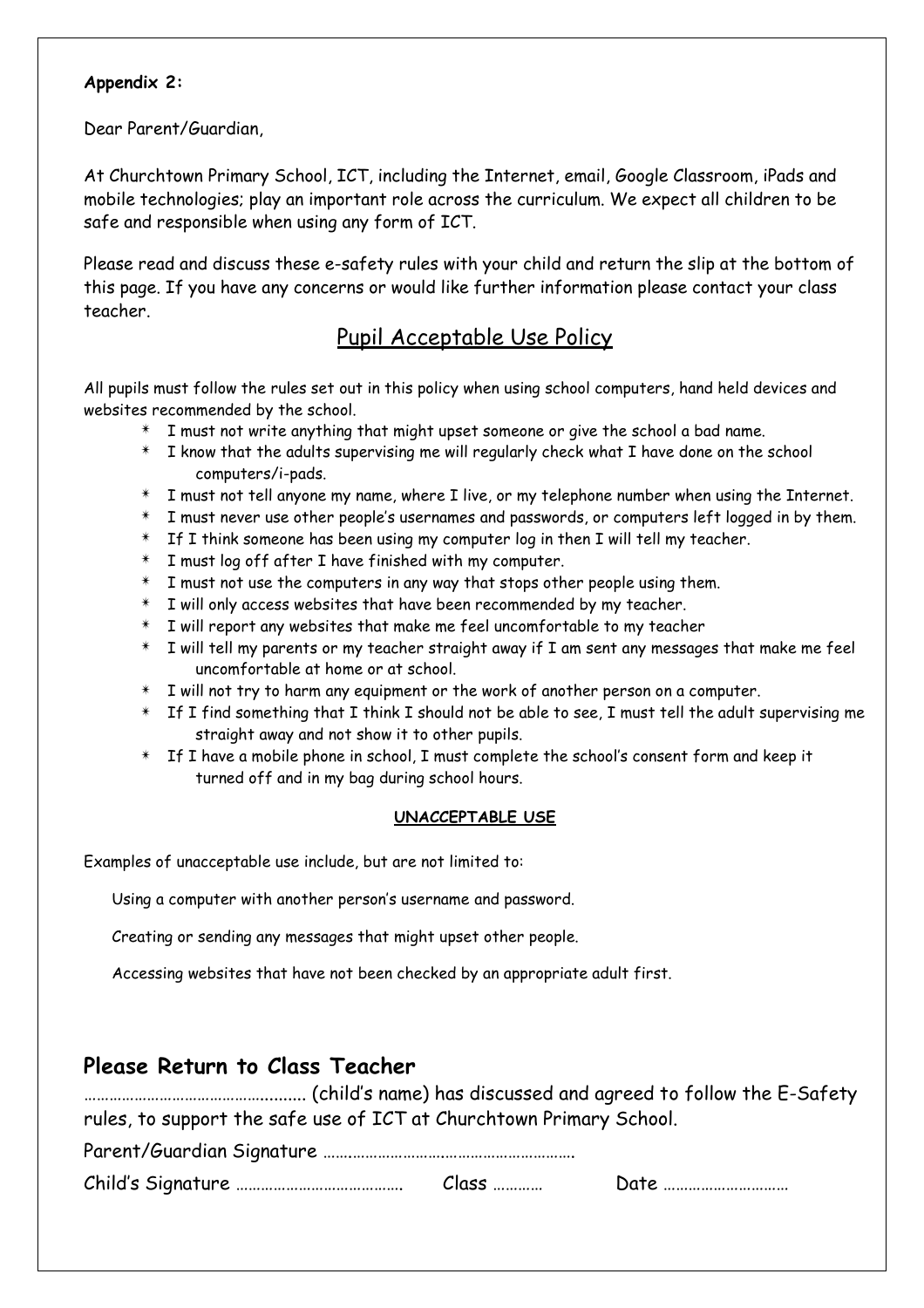**Appendix 2:**

Dear Parent/Guardian,

At Churchtown Primary School, ICT, including the Internet, email, Google Classroom, iPads and mobile technologies; play an important role across the curriculum. We expect all children to be safe and responsible when using any form of ICT.

Please read and discuss these e-safety rules with your child and return the slip at the bottom of this page. If you have any concerns or would like further information please contact your class teacher.

## Pupil Acceptable Use Policy

All pupils must follow the rules set out in this policy when using school computers, hand held devices and websites recommended by the school.

* I must not write anything that might upset someone or give the school a bad name.
* I know that the adults supervising me will regularly check what I have done on the school computers/i-pads.
* I must not tell anyone my name, where I live, or my telephone number when using the Internet.
* I must never use other people's usernames and passwords, or computers left logged in by them.
* If I think someone has been using my computer log in then I will tell my teacher.
* I must log off after I have finished with my computer.
* I must not use the computers in any way that stops other people using them.
* I will only access websites that have been recommended by my teacher.
* I will report any websites that make me feel uncomfortable to my teacher
* I will tell my parents or my teacher straight away if I am sent any messages that make me feel uncomfortable at home or at school.
* I will not try to harm any equipment or the work of another person on a computer.
* If I find something that I think I should not be able to see, I must tell the adult supervising me straight away and not show it to other pupils.
* If I have a mobile phone in school, I must complete the school's consent form and keep it turned off and in my bag during school hours.

**UNACCEPTABLE USE**

Examples of unacceptable use include, but are not limited to:

Using a computer with another person's username and password.

Creating or sending any messages that might upset other people.

Accessing websites that have not been checked by an appropriate adult first.

## Please Return to Class Teacher

……………………………………......... (child's name) has discussed and agreed to follow the E-Safety rules, to support the safe use of ICT at Churchtown Primary School.

Parent/Guardian Signature …………………………………………………

Child's Signature ………………………………… Class ………… Date …………………………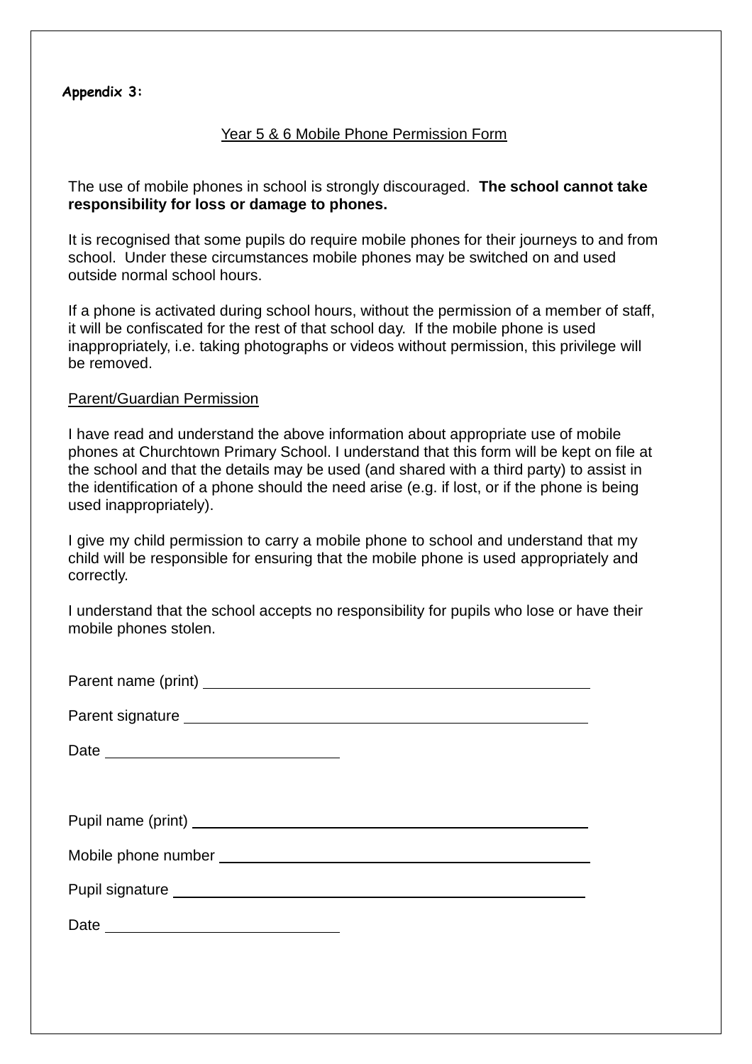**Appendix 3:**

## Year 5 & 6 Mobile Phone Permission Form

The use of mobile phones in school is strongly discouraged. **The school cannot take responsibility for loss or damage to phones.**

It is recognised that some pupils do require mobile phones for their journeys to and from school. Under these circumstances mobile phones may be switched on and used outside normal school hours.

If a phone is activated during school hours, without the permission of a member of staff, it will be confiscated for the rest of that school day. If the mobile phone is used inappropriately, i.e. taking photographs or videos without permission, this privilege will be removed.

### Parent/Guardian Permission

I have read and understand the above information about appropriate use of mobile phones at Churchtown Primary School. I understand that this form will be kept on file at the school and that the details may be used (and shared with a third party) to assist in the identification of a phone should the need arise (e.g. if lost, or if the phone is being used inappropriately).

I give my child permission to carry a mobile phone to school and understand that my child will be responsible for ensuring that the mobile phone is used appropriately and correctly.

I understand that the school accepts no responsibility for pupils who lose or have their mobile phones stolen.

Parent name (print) ________________________________________

Parent signature ________________________________________

Date ________________________

Pupil name (print) ________________________________________

Mobile phone number ________________________________________

Pupil signature ________________________________________

Date ________________________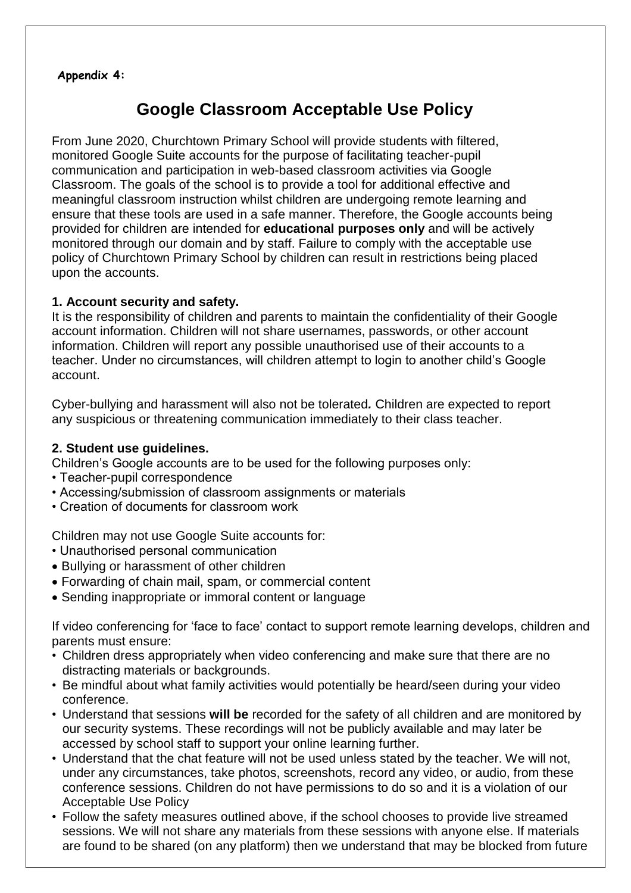**Appendix 4:**

# Google Classroom Acceptable Use Policy

From June 2020, Churchtown Primary School will provide students with filtered, monitored Google Suite accounts for the purpose of facilitating teacher-pupil communication and participation in web-based classroom activities via Google Classroom. The goals of the school is to provide a tool for additional effective and meaningful classroom instruction whilst children are undergoing remote learning and ensure that these tools are used in a safe manner. Therefore, the Google accounts being provided for children are intended for **educational purposes only** and will be actively monitored through our domain and by staff. Failure to comply with the acceptable use policy of Churchtown Primary School by children can result in restrictions being placed upon the accounts.

### 1. Account security and safety.

It is the responsibility of children and parents to maintain the confidentiality of their Google account information. Children will not share usernames, passwords, or other account information. Children will report any possible unauthorised use of their accounts to a teacher. Under no circumstances, will children attempt to login to another child's Google account.

Cyber-bullying and harassment will also not be tolerated*.* Children are expected to report any suspicious or threatening communication immediately to their class teacher.

### 2. Student use guidelines.

Children's Google accounts are to be used for the following purposes only:

- Teacher-pupil correspondence
- Accessing/submission of classroom assignments or materials
- Creation of documents for classroom work

Children may not use Google Suite accounts for:

- Unauthorised personal communication
- Bullying or harassment of other children
- Forwarding of chain mail, spam, or commercial content
- Sending inappropriate or immoral content or language

If video conferencing for 'face to face' contact to support remote learning develops, children and parents must ensure:

- Children dress appropriately when video conferencing and make sure that there are no distracting materials or backgrounds.
- Be mindful about what family activities would potentially be heard/seen during your video conference.
- Understand that sessions **will be** recorded for the safety of all children and are monitored by our security systems. These recordings will not be publicly available and may later be accessed by school staff to support your online learning further.
- Understand that the chat feature will not be used unless stated by the teacher. We will not, under any circumstances, take photos, screenshots, record any video, or audio, from these conference sessions. Children do not have permissions to do so and it is a violation of our Acceptable Use Policy
- Follow the safety measures outlined above, if the school chooses to provide live streamed sessions. We will not share any materials from these sessions with anyone else. If materials are found to be shared (on any platform) then we understand that may be blocked from future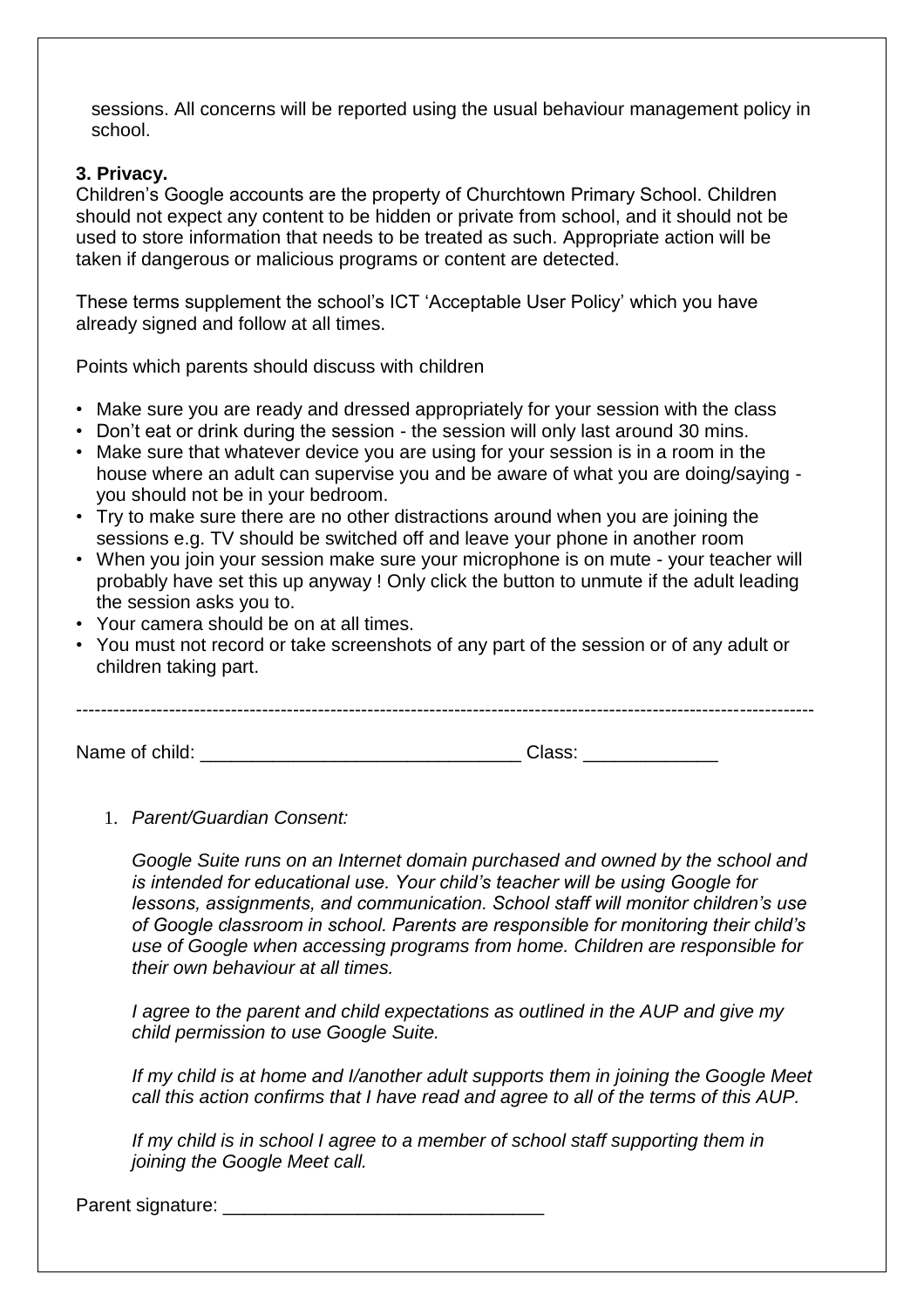sessions. All concerns will be reported using the usual behaviour management policy in school.

**3. Privacy.**

Children's Google accounts are the property of Churchtown Primary School. Children should not expect any content to be hidden or private from school, and it should not be used to store information that needs to be treated as such. Appropriate action will be taken if dangerous or malicious programs or content are detected.

These terms supplement the school's ICT 'Acceptable User Policy' which you have already signed and follow at all times.

Points which parents should discuss with children

- Make sure you are ready and dressed appropriately for your session with the class
- Don't eat or drink during the session - the session will only last around 30 mins.
- Make sure that whatever device you are using for your session is in a room in the house where an adult can supervise you and be aware of what you are doing/saying - you should not be in your bedroom.
- Try to make sure there are no other distractions around when you are joining the sessions e.g. TV should be switched off and leave your phone in another room
- When you join your session make sure your microphone is on mute - your teacher will probably have set this up anyway ! Only click the button to unmute if the adult leading the session asks you to.
- Your camera should be on at all times.
- You must not record or take screenshots of any part of the session or of any adult or children taking part.

---

Name of child: ______________________________ Class: _____________

1. *Parent/Guardian Consent:*

   *Google Suite runs on an Internet domain purchased and owned by the school and is intended for educational use. Your child's teacher will be using Google for lessons, assignments, and communication. School staff will monitor children's use of Google classroom in school. Parents are responsible for monitoring their child's use of Google when accessing programs from home. Children are responsible for their own behaviour at all times.*

   *I agree to the parent and child expectations as outlined in the AUP and give my child permission to use Google Suite.*

   *If my child is at home and I/another adult supports them in joining the Google Meet call this action confirms that I have read and agree to all of the terms of this AUP.*

   *If my child is in school I agree to a member of school staff supporting them in joining the Google Meet call.*

Parent signature: ______________________________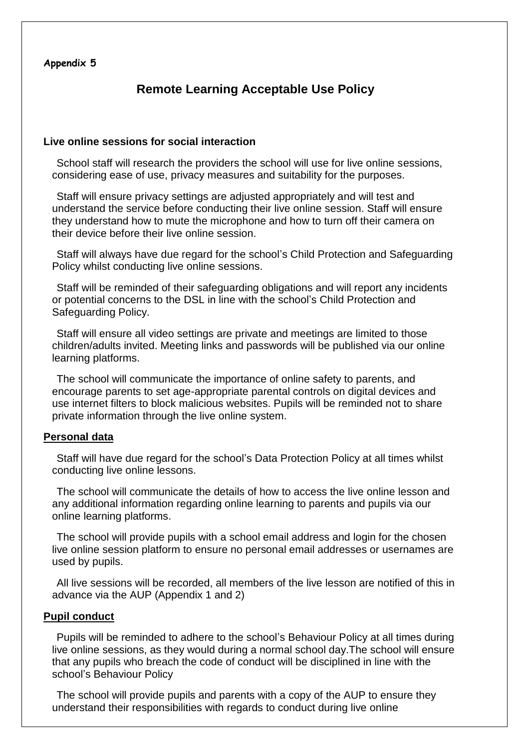**Appendix 5**

# Remote Learning Acceptable Use Policy

**Live online sessions for social interaction**

- School staff will research the providers the school will use for live online sessions, considering ease of use, privacy measures and suitability for the purposes.
- Staff will ensure privacy settings are adjusted appropriately and will test and understand the service before conducting their live online session. Staff will ensure they understand how to mute the microphone and how to turn off their camera on their device before their live online session.
- Staff will always have due regard for the school's Child Protection and Safeguarding Policy whilst conducting live online sessions.
- Staff will be reminded of their safeguarding obligations and will report any incidents or potential concerns to the DSL in line with the school's Child Protection and Safeguarding Policy.
- Staff will ensure all video settings are private and meetings are limited to those children/adults invited. Meeting links and passwords will be published via our online learning platforms.
- The school will communicate the importance of online safety to parents, and encourage parents to set age-appropriate parental controls on digital devices and use internet filters to block malicious websites. Pupils will be reminded not to share private information through the live online system.

**Personal data**

- Staff will have due regard for the school's Data Protection Policy at all times whilst conducting live online lessons.
- The school will communicate the details of how to access the live online lesson and any additional information regarding online learning to parents and pupils via our online learning platforms.
- The school will provide pupils with a school email address and login for the chosen live online session platform to ensure no personal email addresses or usernames are used by pupils.
- All live sessions will be recorded, all members of the live lesson are notified of this in advance via the AUP (Appendix 1 and 2)

**Pupil conduct**

- Pupils will be reminded to adhere to the school's Behaviour Policy at all times during live online sessions, as they would during a normal school day.The school will ensure that any pupils who breach the code of conduct will be disciplined in line with the school's Behaviour Policy
- The school will provide pupils and parents with a copy of the AUP to ensure they understand their responsibilities with regards to conduct during live online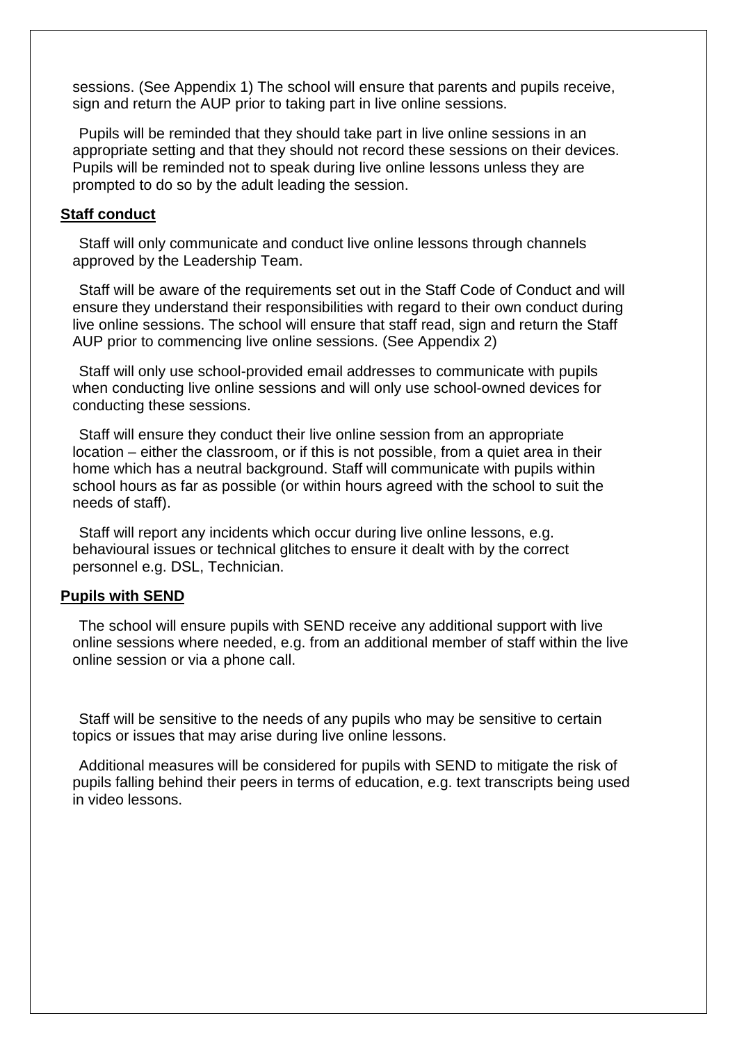sessions. (See Appendix 1) The school will ensure that parents and pupils receive, sign and return the AUP prior to taking part in live online sessions.

Pupils will be reminded that they should take part in live online sessions in an appropriate setting and that they should not record these sessions on their devices. Pupils will be reminded not to speak during live online lessons unless they are prompted to do so by the adult leading the session.

**Staff conduct**

Staff will only communicate and conduct live online lessons through channels approved by the Leadership Team.

Staff will be aware of the requirements set out in the Staff Code of Conduct and will ensure they understand their responsibilities with regard to their own conduct during live online sessions. The school will ensure that staff read, sign and return the Staff AUP prior to commencing live online sessions. (See Appendix 2)

Staff will only use school-provided email addresses to communicate with pupils when conducting live online sessions and will only use school-owned devices for conducting these sessions.

Staff will ensure they conduct their live online session from an appropriate location – either the classroom, or if this is not possible, from a quiet area in their home which has a neutral background. Staff will communicate with pupils within school hours as far as possible (or within hours agreed with the school to suit the needs of staff).

Staff will report any incidents which occur during live online lessons, e.g. behavioural issues or technical glitches to ensure it dealt with by the correct personnel e.g. DSL, Technician.

**Pupils with SEND**

The school will ensure pupils with SEND receive any additional support with live online sessions where needed, e.g. from an additional member of staff within the live online session or via a phone call.

Staff will be sensitive to the needs of any pupils who may be sensitive to certain topics or issues that may arise during live online lessons.

Additional measures will be considered for pupils with SEND to mitigate the risk of pupils falling behind their peers in terms of education, e.g. text transcripts being used in video lessons.